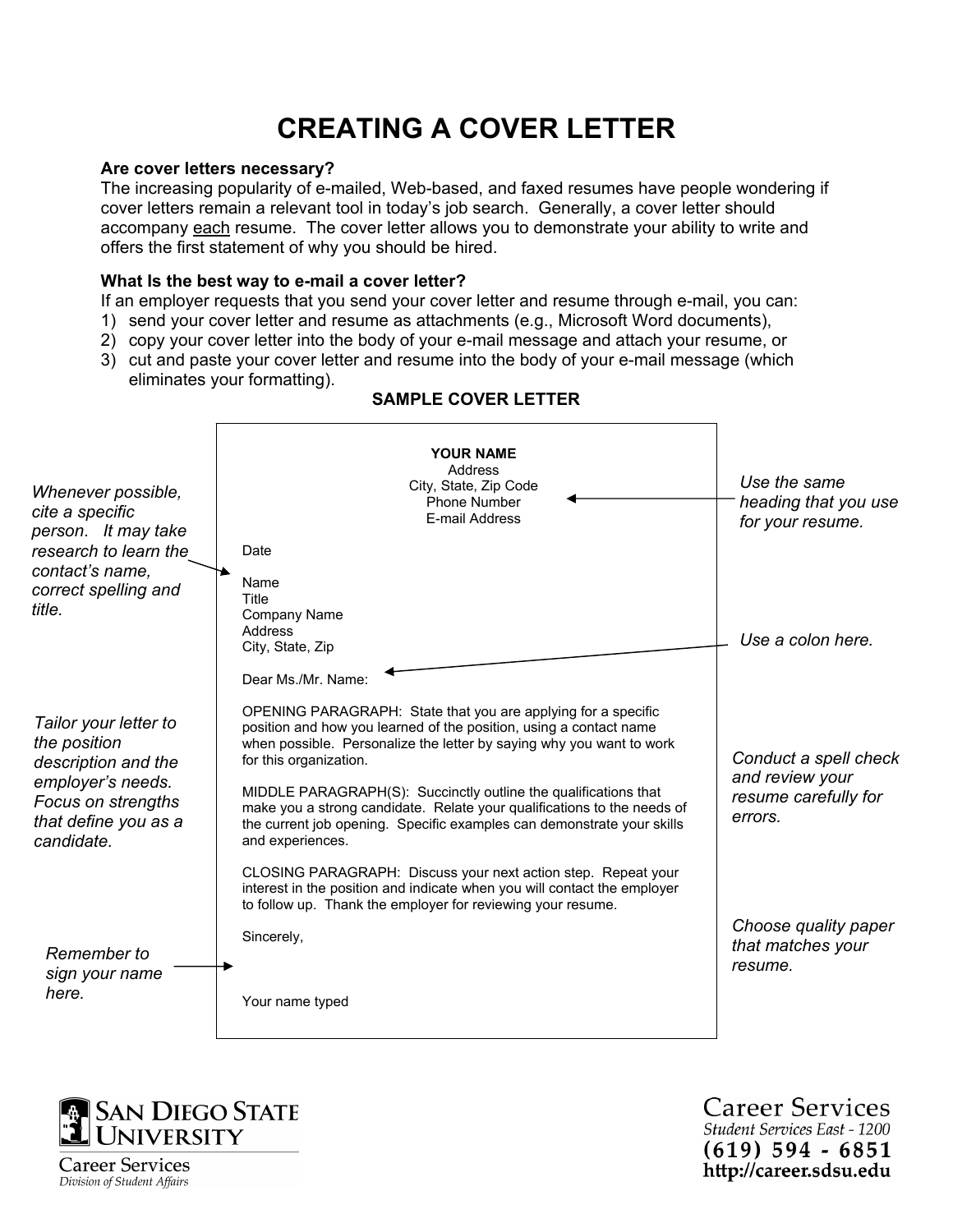# CREATING A COVER LETTER

**Are cover letters necessary?**
The increasing popularity of e-mailed, Web-based, and faxed resumes have people wondering if cover letters remain a relevant tool in today's job search. Generally, a cover letter should accompany each resume. The cover letter allows you to demonstrate your ability to write and offers the first statement of why you should be hired.

**What Is the best way to e-mail a cover letter?**
If an employer requests that you send your cover letter and resume through e-mail, you can:

1) send your cover letter and resume as attachments (e.g., Microsoft Word documents),
2) copy your cover letter into the body of your e-mail message and attach your resume, or
3) cut and paste your cover letter and resume into the body of your e-mail message (which eliminates your formatting).

## SAMPLE COVER LETTER

> **YOUR NAME**
> Address
> City, State, Zip Code
> Phone Number
> E-mail Address
>
> *← Use the same heading that you use for your resume.*
>
> Date
>
> *Whenever possible, cite a specific person. It may take research to learn the contact's name, correct spelling and title. →*
>
> Name
> Title
> Company Name
> Address
> City, State, Zip
>
> Dear Ms./Mr. Name:
>
> *← Use a colon here.*
>
> OPENING PARAGRAPH: State that you are applying for a specific position and how you learned of the position, using a contact name when possible. Personalize the letter by saying why you want to work for this organization.
>
> MIDDLE PARAGRAPH(S): Succinctly outline the qualifications that make you a strong candidate. Relate your qualifications to the needs of the current job opening. Specific examples can demonstrate your skills and experiences.
>
> *Tailor your letter to the position description and the employer's needs. Focus on strengths that define you as a candidate.*
>
> *Conduct a spell check and review your resume carefully for errors.*
>
> CLOSING PARAGRAPH: Discuss your next action step. Repeat your interest in the position and indicate when you will contact the employer to follow up. Thank the employer for reviewing your resume.
>
> Sincerely,
>
> *Remember to sign your name here. →*
>
> Your name typed
>
> *Choose quality paper that matches your resume.*

San Diego State University
Career Services
Division of Student Affairs

Career Services
Student Services East - 1200
(619) 594 - 6851
http://career.sdsu.edu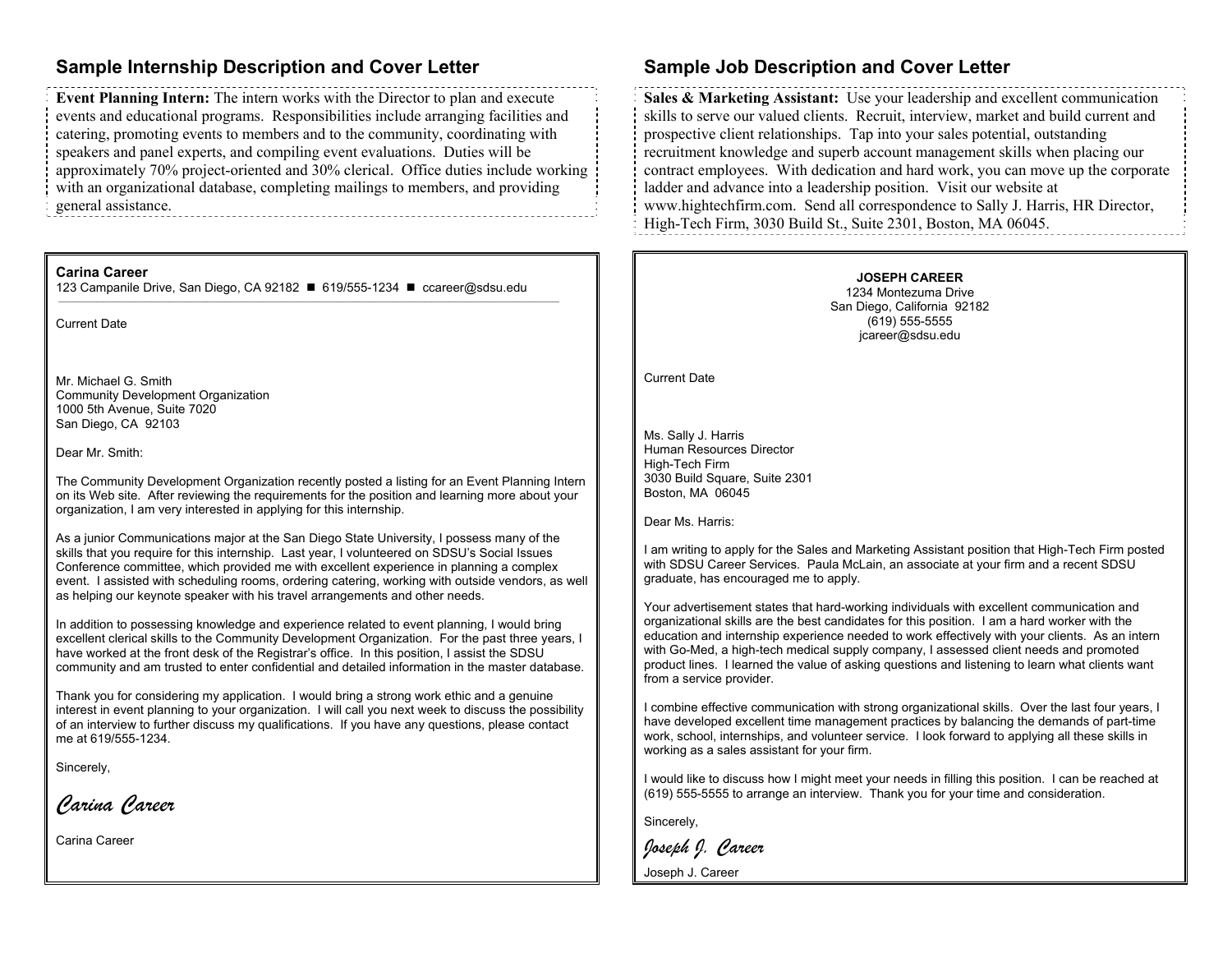## Sample Internship Description and Cover Letter

**Event Planning Intern:** The intern works with the Director to plan and execute events and educational programs. Responsibilities include arranging facilities and catering, promoting events to members and to the community, coordinating with speakers and panel experts, and compiling event evaluations. Duties will be approximately 70% project-oriented and 30% clerical. Office duties include working with an organizational database, completing mailings to members, and providing general assistance.

**Carina Career**
123 Campanile Drive, San Diego, CA 92182 ■ 619/555-1234 ■ ccareer@sdsu.edu

Current Date

Mr. Michael G. Smith
Community Development Organization
1000 5th Avenue, Suite 7020
San Diego, CA 92103

Dear Mr. Smith:

The Community Development Organization recently posted a listing for an Event Planning Intern on its Web site. After reviewing the requirements for the position and learning more about your organization, I am very interested in applying for this internship.

As a junior Communications major at the San Diego State University, I possess many of the skills that you require for this internship. Last year, I volunteered on SDSU's Social Issues Conference committee, which provided me with excellent experience in planning a complex event. I assisted with scheduling rooms, ordering catering, working with outside vendors, as well as helping our keynote speaker with his travel arrangements and other needs.

In addition to possessing knowledge and experience related to event planning, I would bring excellent clerical skills to the Community Development Organization. For the past three years, I have worked at the front desk of the Registrar's office. In this position, I assist the SDSU community and am trusted to enter confidential and detailed information in the master database.

Thank you for considering my application. I would bring a strong work ethic and a genuine interest in event planning to your organization. I will call you next week to discuss the possibility of an interview to further discuss my qualifications. If you have any questions, please contact me at 619/555-1234.

Sincerely,

*Carina Career*

Carina Career

## Sample Job Description and Cover Letter

**Sales & Marketing Assistant:** Use your leadership and excellent communication skills to serve our valued clients. Recruit, interview, market and build current and prospective client relationships. Tap into your sales potential, outstanding recruitment knowledge and superb account management skills when placing our contract employees. With dedication and hard work, you can move up the corporate ladder and advance into a leadership position. Visit our website at www.hightechfirm.com. Send all correspondence to Sally J. Harris, HR Director, High-Tech Firm, 3030 Build St., Suite 2301, Boston, MA 06045.

**JOSEPH CAREER**
1234 Montezuma Drive
San Diego, California 92182
(619) 555-5555
jcareer@sdsu.edu

Current Date

Ms. Sally J. Harris
Human Resources Director
High-Tech Firm
3030 Build Square, Suite 2301
Boston, MA 06045

Dear Ms. Harris:

I am writing to apply for the Sales and Marketing Assistant position that High-Tech Firm posted with SDSU Career Services. Paula McLain, an associate at your firm and a recent SDSU graduate, has encouraged me to apply.

Your advertisement states that hard-working individuals with excellent communication and organizational skills are the best candidates for this position. I am a hard worker with the education and internship experience needed to work effectively with your clients. As an intern with Go-Med, a high-tech medical supply company, I assessed client needs and promoted product lines. I learned the value of asking questions and listening to learn what clients want from a service provider.

I combine effective communication with strong organizational skills. Over the last four years, I have developed excellent time management practices by balancing the demands of part-time work, school, internships, and volunteer service. I look forward to applying all these skills in working as a sales assistant for your firm.

I would like to discuss how I might meet your needs in filling this position. I can be reached at (619) 555-5555 to arrange an interview. Thank you for your time and consideration.

Sincerely,

*Joseph J. Career*

Joseph J. Career